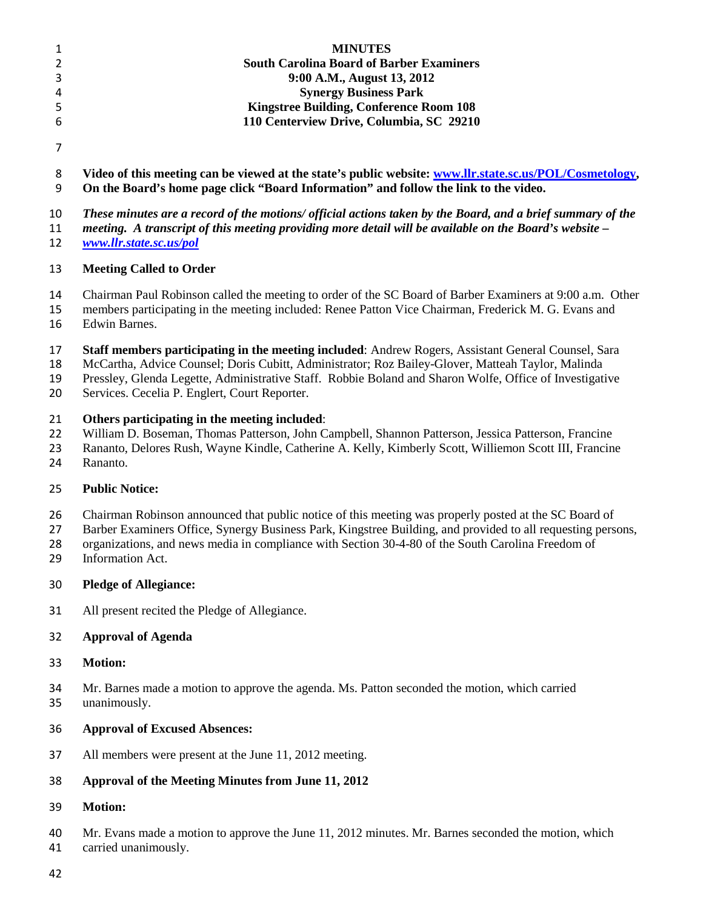# MINUTES

**South Carolina Board of Barber Examiners**
**9:00 A.M., August 13, 2012**
**Synergy Business Park**
**Kingstree Building, Conference Room 108**
**110 Centerview Drive, Columbia, SC 29210**

**Video of this meeting can be viewed at the state's public website: [www.llr.state.sc.us/POL/Cosmetology](www.llr.state.sc.us/POL/Cosmetology), On the Board's home page click "Board Information" and follow the link to the video.**

***These minutes are a record of the motions/ official actions taken by the Board, and a brief summary of the meeting. A transcript of this meeting providing more detail will be available on the Board's website – [www.llr.state.sc.us/pol](www.llr.state.sc.us/pol)***

**Meeting Called to Order**

Chairman Paul Robinson called the meeting to order of the SC Board of Barber Examiners at 9:00 a.m. Other members participating in the meeting included: Renee Patton Vice Chairman, Frederick M. G. Evans and Edwin Barnes.

**Staff members participating in the meeting included**: Andrew Rogers, Assistant General Counsel, Sara McCartha, Advice Counsel; Doris Cubitt, Administrator; Roz Bailey-Glover, Matteah Taylor, Malinda Pressley, Glenda Legette, Administrative Staff. Robbie Boland and Sharon Wolfe, Office of Investigative Services. Cecelia P. Englert, Court Reporter.

**Others participating in the meeting included**:
William D. Boseman, Thomas Patterson, John Campbell, Shannon Patterson, Jessica Patterson, Francine Rananto, Delores Rush, Wayne Kindle, Catherine A. Kelly, Kimberly Scott, Williemon Scott III, Francine Rananto.

**Public Notice:**

Chairman Robinson announced that public notice of this meeting was properly posted at the SC Board of Barber Examiners Office, Synergy Business Park, Kingstree Building, and provided to all requesting persons, organizations, and news media in compliance with Section 30-4-80 of the South Carolina Freedom of Information Act.

**Pledge of Allegiance:**

All present recited the Pledge of Allegiance.

**Approval of Agenda**

**Motion:**

Mr. Barnes made a motion to approve the agenda. Ms. Patton seconded the motion, which carried unanimously.

**Approval of Excused Absences:**

All members were present at the June 11, 2012 meeting.

**Approval of the Meeting Minutes from June 11, 2012**

**Motion:**

Mr. Evans made a motion to approve the June 11, 2012 minutes. Mr. Barnes seconded the motion, which carried unanimously.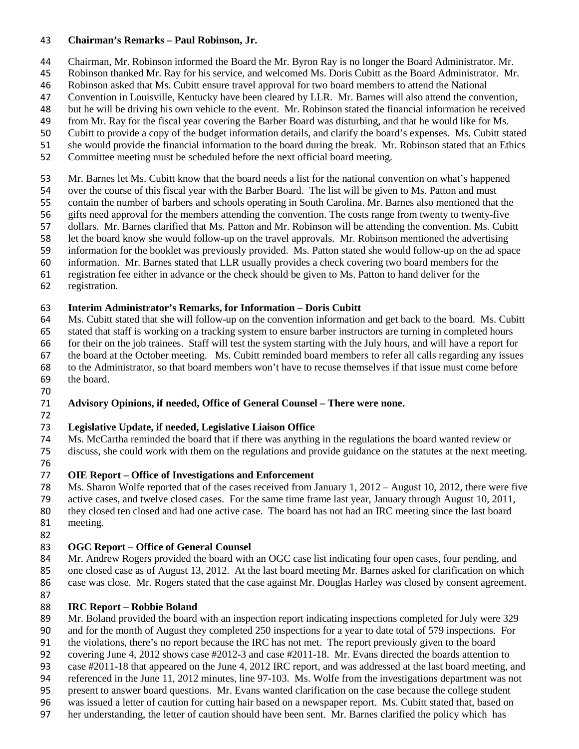**Chairman's Remarks – Paul Robinson, Jr.**

Chairman, Mr. Robinson informed the Board the Mr. Byron Ray is no longer the Board Administrator. Mr. Robinson thanked Mr. Ray for his service, and welcomed Ms. Doris Cubitt as the Board Administrator. Mr. Robinson asked that Ms. Cubitt ensure travel approval for two board members to attend the National Convention in Louisville, Kentucky have been cleared by LLR. Mr. Barnes will also attend the convention, but he will be driving his own vehicle to the event. Mr. Robinson stated the financial information he received from Mr. Ray for the fiscal year covering the Barber Board was disturbing, and that he would like for Ms. Cubitt to provide a copy of the budget information details, and clarify the board's expenses. Ms. Cubitt stated she would provide the financial information to the board during the break. Mr. Robinson stated that an Ethics Committee meeting must be scheduled before the next official board meeting.

Mr. Barnes let Ms. Cubitt know that the board needs a list for the national convention on what's happened over the course of this fiscal year with the Barber Board. The list will be given to Ms. Patton and must contain the number of barbers and schools operating in South Carolina. Mr. Barnes also mentioned that the gifts need approval for the members attending the convention. The costs range from twenty to twenty-five dollars. Mr. Barnes clarified that Ms. Patton and Mr. Robinson will be attending the convention. Ms. Cubitt let the board know she would follow-up on the travel approvals. Mr. Robinson mentioned the advertising information for the booklet was previously provided. Ms. Patton stated she would follow-up on the ad space information. Mr. Barnes stated that LLR usually provides a check covering two board members for the registration fee either in advance or the check should be given to Ms. Patton to hand deliver for the registration.

**Interim Administrator's Remarks, for Information – Doris Cubitt**

Ms. Cubitt stated that she will follow-up on the convention information and get back to the board. Ms. Cubitt stated that staff is working on a tracking system to ensure barber instructors are turning in completed hours for their on the job trainees. Staff will test the system starting with the July hours, and will have a report for the board at the October meeting. Ms. Cubitt reminded board members to refer all calls regarding any issues to the Administrator, so that board members won't have to recuse themselves if that issue must come before the board.

**Advisory Opinions, if needed, Office of General Counsel – There were none.**

**Legislative Update, if needed, Legislative Liaison Office**

Ms. McCartha reminded the board that if there was anything in the regulations the board wanted review or discuss, she could work with them on the regulations and provide guidance on the statutes at the next meeting.

**OIE Report – Office of Investigations and Enforcement**

Ms. Sharon Wolfe reported that of the cases received from January 1, 2012 – August 10, 2012, there were five active cases, and twelve closed cases. For the same time frame last year, January through August 10, 2011, they closed ten closed and had one active case. The board has not had an IRC meeting since the last board meeting.

**OGC Report – Office of General Counsel**

Mr. Andrew Rogers provided the board with an OGC case list indicating four open cases, four pending, and one closed case as of August 13, 2012. At the last board meeting Mr. Barnes asked for clarification on which case was close. Mr. Rogers stated that the case against Mr. Douglas Harley was closed by consent agreement.

**IRC Report – Robbie Boland**

Mr. Boland provided the board with an inspection report indicating inspections completed for July were 329 and for the month of August they completed 250 inspections for a year to date total of 579 inspections. For the violations, there's no report because the IRC has not met. The report previously given to the board covering June 4, 2012 shows case #2012-3 and case #2011-18. Mr. Evans directed the boards attention to case #2011-18 that appeared on the June 4, 2012 IRC report, and was addressed at the last board meeting, and referenced in the June 11, 2012 minutes, line 97-103. Ms. Wolfe from the investigations department was not present to answer board questions. Mr. Evans wanted clarification on the case because the college student was issued a letter of caution for cutting hair based on a newspaper report. Ms. Cubitt stated that, based on her understanding, the letter of caution should have been sent. Mr. Barnes clarified the policy which has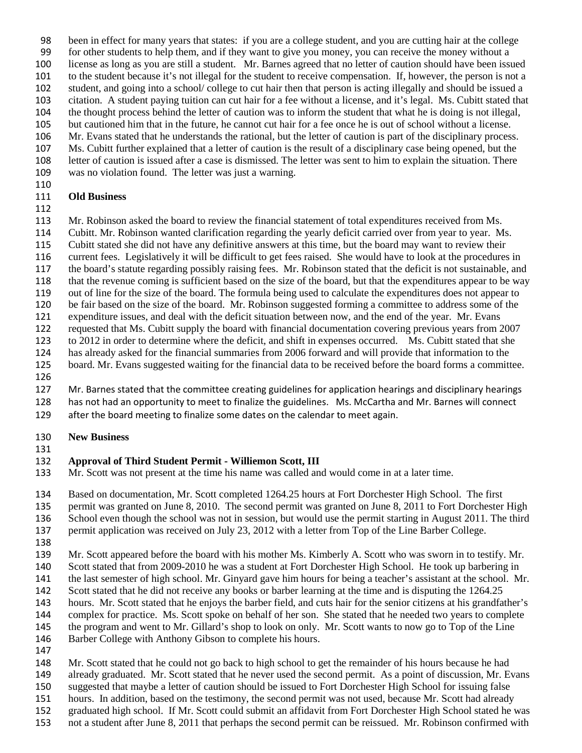been in effect for many years that states: if you are a college student, and you are cutting hair at the college for other students to help them, and if they want to give you money, you can receive the money without a license as long as you are still a student. Mr. Barnes agreed that no letter of caution should have been issued to the student because it's not illegal for the student to receive compensation. If, however, the person is not a student, and going into a school/ college to cut hair then that person is acting illegally and should be issued a citation. A student paying tuition can cut hair for a fee without a license, and it's legal. Ms. Cubitt stated that the thought process behind the letter of caution was to inform the student that what he is doing is not illegal, but cautioned him that in the future, he cannot cut hair for a fee once he is out of school without a license. Mr. Evans stated that he understands the rational, but the letter of caution is part of the disciplinary process. Ms. Cubitt further explained that a letter of caution is the result of a disciplinary case being opened, but the letter of caution is issued after a case is dismissed. The letter was sent to him to explain the situation. There was no violation found. The letter was just a warning.

**Old Business**

Mr. Robinson asked the board to review the financial statement of total expenditures received from Ms. Cubitt. Mr. Robinson wanted clarification regarding the yearly deficit carried over from year to year. Ms. Cubitt stated she did not have any definitive answers at this time, but the board may want to review their current fees. Legislatively it will be difficult to get fees raised. She would have to look at the procedures in the board's statute regarding possibly raising fees. Mr. Robinson stated that the deficit is not sustainable, and that the revenue coming is sufficient based on the size of the board, but that the expenditures appear to be way out of line for the size of the board. The formula being used to calculate the expenditures does not appear to be fair based on the size of the board. Mr. Robinson suggested forming a committee to address some of the expenditure issues, and deal with the deficit situation between now, and the end of the year. Mr. Evans requested that Ms. Cubitt supply the board with financial documentation covering previous years from 2007 to 2012 in order to determine where the deficit, and shift in expenses occurred. Ms. Cubitt stated that she has already asked for the financial summaries from 2006 forward and will provide that information to the board. Mr. Evans suggested waiting for the financial data to be received before the board forms a committee.

Mr. Barnes stated that the committee creating guidelines for application hearings and disciplinary hearings has not had an opportunity to meet to finalize the guidelines. Ms. McCartha and Mr. Barnes will connect after the board meeting to finalize some dates on the calendar to meet again.

**New Business**

**Approval of Third Student Permit - Williemon Scott, III**

Mr. Scott was not present at the time his name was called and would come in at a later time.

Based on documentation, Mr. Scott completed 1264.25 hours at Fort Dorchester High School. The first permit was granted on June 8, 2010. The second permit was granted on June 8, 2011 to Fort Dorchester High School even though the school was not in session, but would use the permit starting in August 2011. The third permit application was received on July 23, 2012 with a letter from Top of the Line Barber College.

Mr. Scott appeared before the board with his mother Ms. Kimberly A. Scott who was sworn in to testify. Mr. Scott stated that from 2009-2010 he was a student at Fort Dorchester High School. He took up barbering in the last semester of high school. Mr. Ginyard gave him hours for being a teacher's assistant at the school. Mr. Scott stated that he did not receive any books or barber learning at the time and is disputing the 1264.25 hours. Mr. Scott stated that he enjoys the barber field, and cuts hair for the senior citizens at his grandfather's complex for practice. Ms. Scott spoke on behalf of her son. She stated that he needed two years to complete the program and went to Mr. Gillard's shop to look on only. Mr. Scott wants to now go to Top of the Line Barber College with Anthony Gibson to complete his hours.

Mr. Scott stated that he could not go back to high school to get the remainder of his hours because he had already graduated. Mr. Scott stated that he never used the second permit. As a point of discussion, Mr. Evans suggested that maybe a letter of caution should be issued to Fort Dorchester High School for issuing false hours. In addition, based on the testimony, the second permit was not used, because Mr. Scott had already graduated high school. If Mr. Scott could submit an affidavit from Fort Dorchester High School stated he was not a student after June 8, 2011 that perhaps the second permit can be reissued. Mr. Robinson confirmed with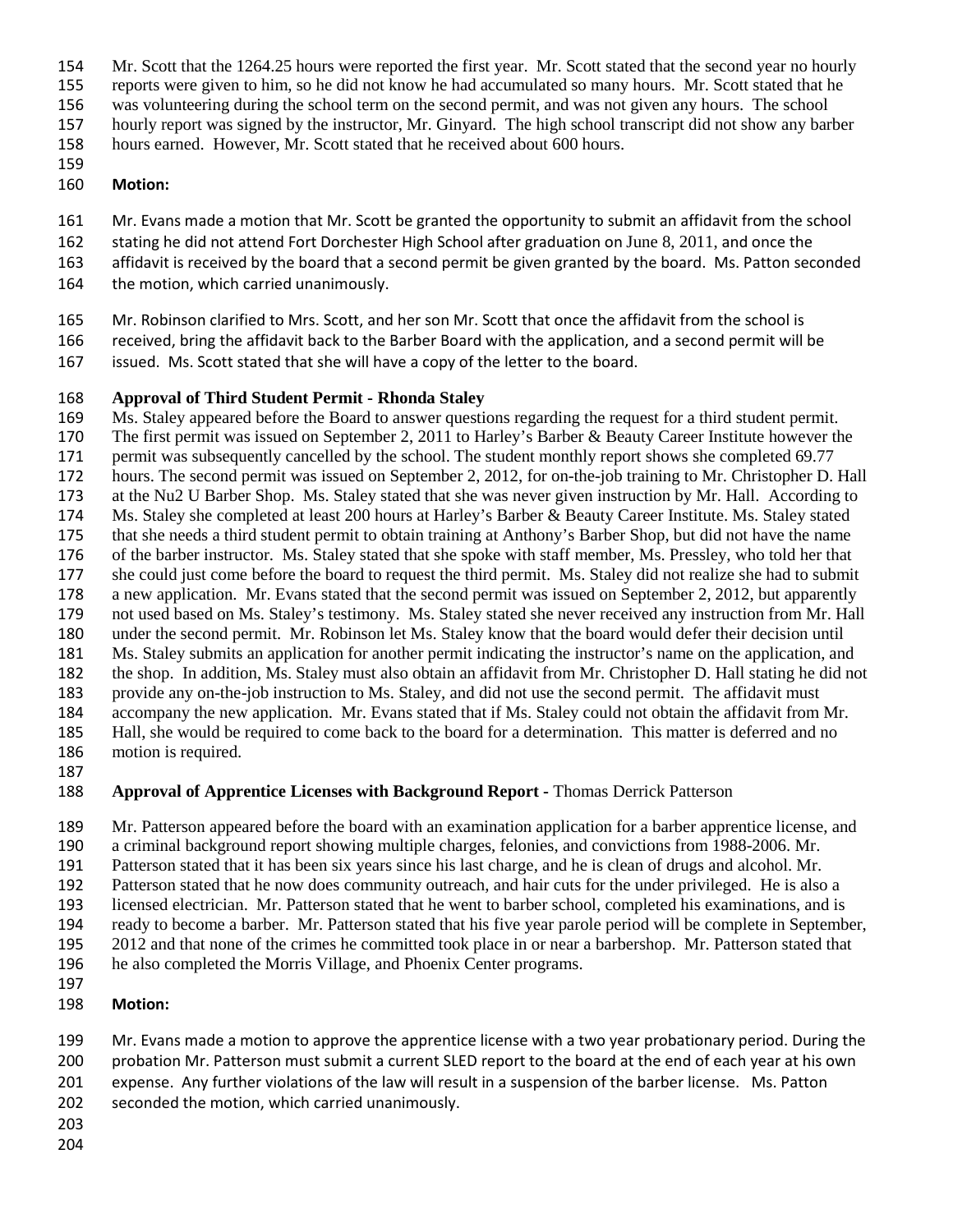Mr. Scott that the 1264.25 hours were reported the first year. Mr. Scott stated that the second year no hourly reports were given to him, so he did not know he had accumulated so many hours. Mr. Scott stated that he was volunteering during the school term on the second permit, and was not given any hours. The school hourly report was signed by the instructor, Mr. Ginyard. The high school transcript did not show any barber hours earned. However, Mr. Scott stated that he received about 600 hours.

**Motion:**

Mr. Evans made a motion that Mr. Scott be granted the opportunity to submit an affidavit from the school stating he did not attend Fort Dorchester High School after graduation on June 8, 2011, and once the affidavit is received by the board that a second permit be given granted by the board. Ms. Patton seconded the motion, which carried unanimously.

Mr. Robinson clarified to Mrs. Scott, and her son Mr. Scott that once the affidavit from the school is received, bring the affidavit back to the Barber Board with the application, and a second permit will be issued. Ms. Scott stated that she will have a copy of the letter to the board.

**Approval of Third Student Permit - Rhonda Staley**

Ms. Staley appeared before the Board to answer questions regarding the request for a third student permit. The first permit was issued on September 2, 2011 to Harley's Barber & Beauty Career Institute however the permit was subsequently cancelled by the school. The student monthly report shows she completed 69.77 hours. The second permit was issued on September 2, 2012, for on-the-job training to Mr. Christopher D. Hall at the Nu2 U Barber Shop. Ms. Staley stated that she was never given instruction by Mr. Hall. According to Ms. Staley she completed at least 200 hours at Harley's Barber & Beauty Career Institute. Ms. Staley stated that she needs a third student permit to obtain training at Anthony's Barber Shop, but did not have the name of the barber instructor. Ms. Staley stated that she spoke with staff member, Ms. Pressley, who told her that she could just come before the board to request the third permit. Ms. Staley did not realize she had to submit a new application. Mr. Evans stated that the second permit was issued on September 2, 2012, but apparently not used based on Ms. Staley's testimony. Ms. Staley stated she never received any instruction from Mr. Hall under the second permit. Mr. Robinson let Ms. Staley know that the board would defer their decision until Ms. Staley submits an application for another permit indicating the instructor's name on the application, and the shop. In addition, Ms. Staley must also obtain an affidavit from Mr. Christopher D. Hall stating he did not provide any on-the-job instruction to Ms. Staley, and did not use the second permit. The affidavit must accompany the new application. Mr. Evans stated that if Ms. Staley could not obtain the affidavit from Mr. Hall, she would be required to come back to the board for a determination. This matter is deferred and no motion is required.

**Approval of Apprentice Licenses with Background Report -** Thomas Derrick Patterson

Mr. Patterson appeared before the board with an examination application for a barber apprentice license, and a criminal background report showing multiple charges, felonies, and convictions from 1988-2006. Mr. Patterson stated that it has been six years since his last charge, and he is clean of drugs and alcohol. Mr. Patterson stated that he now does community outreach, and hair cuts for the under privileged. He is also a licensed electrician. Mr. Patterson stated that he went to barber school, completed his examinations, and is ready to become a barber. Mr. Patterson stated that his five year parole period will be complete in September, 2012 and that none of the crimes he committed took place in or near a barbershop. Mr. Patterson stated that he also completed the Morris Village, and Phoenix Center programs.

**Motion:**

Mr. Evans made a motion to approve the apprentice license with a two year probationary period. During the probation Mr. Patterson must submit a current SLED report to the board at the end of each year at his own expense. Any further violations of the law will result in a suspension of the barber license. Ms. Patton seconded the motion, which carried unanimously.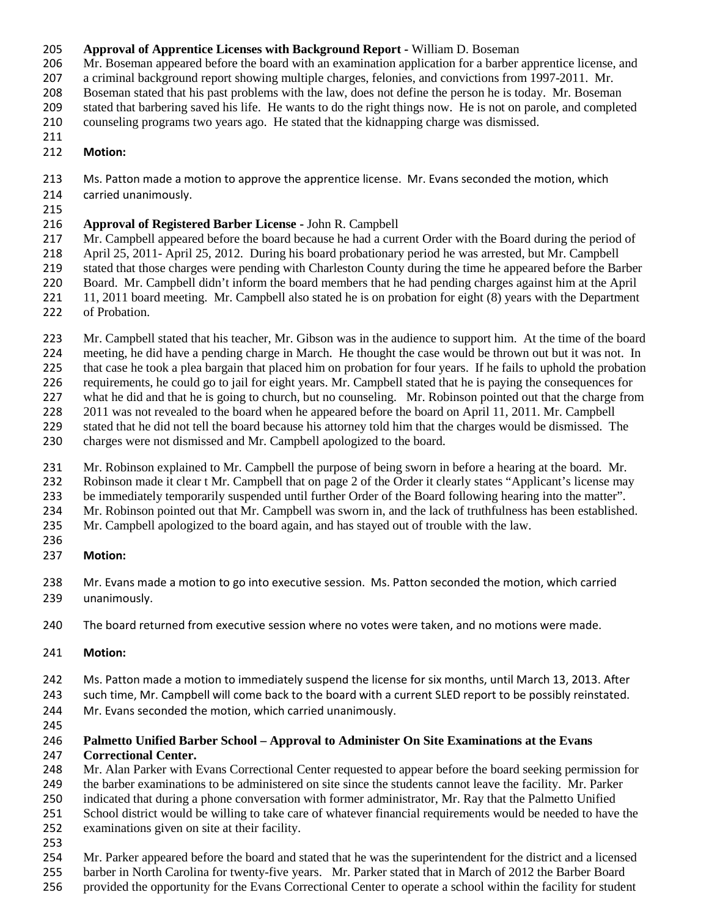**Approval of Apprentice Licenses with Background Report -** William D. Boseman

Mr. Boseman appeared before the board with an examination application for a barber apprentice license, and a criminal background report showing multiple charges, felonies, and convictions from 1997-2011. Mr. Boseman stated that his past problems with the law, does not define the person he is today. Mr. Boseman stated that barbering saved his life. He wants to do the right things now. He is not on parole, and completed counseling programs two years ago. He stated that the kidnapping charge was dismissed.

**Motion:**

Ms. Patton made a motion to approve the apprentice license. Mr. Evans seconded the motion, which carried unanimously.

**Approval of Registered Barber License -** John R. Campbell

Mr. Campbell appeared before the board because he had a current Order with the Board during the period of April 25, 2011- April 25, 2012. During his board probationary period he was arrested, but Mr. Campbell stated that those charges were pending with Charleston County during the time he appeared before the Barber Board. Mr. Campbell didn't inform the board members that he had pending charges against him at the April 11, 2011 board meeting. Mr. Campbell also stated he is on probation for eight (8) years with the Department of Probation.

Mr. Campbell stated that his teacher, Mr. Gibson was in the audience to support him. At the time of the board meeting, he did have a pending charge in March. He thought the case would be thrown out but it was not. In that case he took a plea bargain that placed him on probation for four years. If he fails to uphold the probation requirements, he could go to jail for eight years. Mr. Campbell stated that he is paying the consequences for what he did and that he is going to church, but no counseling. Mr. Robinson pointed out that the charge from 2011 was not revealed to the board when he appeared before the board on April 11, 2011. Mr. Campbell stated that he did not tell the board because his attorney told him that the charges would be dismissed. The charges were not dismissed and Mr. Campbell apologized to the board.

Mr. Robinson explained to Mr. Campbell the purpose of being sworn in before a hearing at the board. Mr. Robinson made it clear t Mr. Campbell that on page 2 of the Order it clearly states "Applicant's license may be immediately temporarily suspended until further Order of the Board following hearing into the matter". Mr. Robinson pointed out that Mr. Campbell was sworn in, and the lack of truthfulness has been established. Mr. Campbell apologized to the board again, and has stayed out of trouble with the law.

**Motion:**

Mr. Evans made a motion to go into executive session. Ms. Patton seconded the motion, which carried unanimously.

The board returned from executive session where no votes were taken, and no motions were made.

**Motion:**

Ms. Patton made a motion to immediately suspend the license for six months, until March 13, 2013. After such time, Mr. Campbell will come back to the board with a current SLED report to be possibly reinstated. Mr. Evans seconded the motion, which carried unanimously.

**Palmetto Unified Barber School – Approval to Administer On Site Examinations at the Evans Correctional Center.**

Mr. Alan Parker with Evans Correctional Center requested to appear before the board seeking permission for the barber examinations to be administered on site since the students cannot leave the facility. Mr. Parker indicated that during a phone conversation with former administrator, Mr. Ray that the Palmetto Unified School district would be willing to take care of whatever financial requirements would be needed to have the examinations given on site at their facility.

Mr. Parker appeared before the board and stated that he was the superintendent for the district and a licensed barber in North Carolina for twenty-five years. Mr. Parker stated that in March of 2012 the Barber Board provided the opportunity for the Evans Correctional Center to operate a school within the facility for student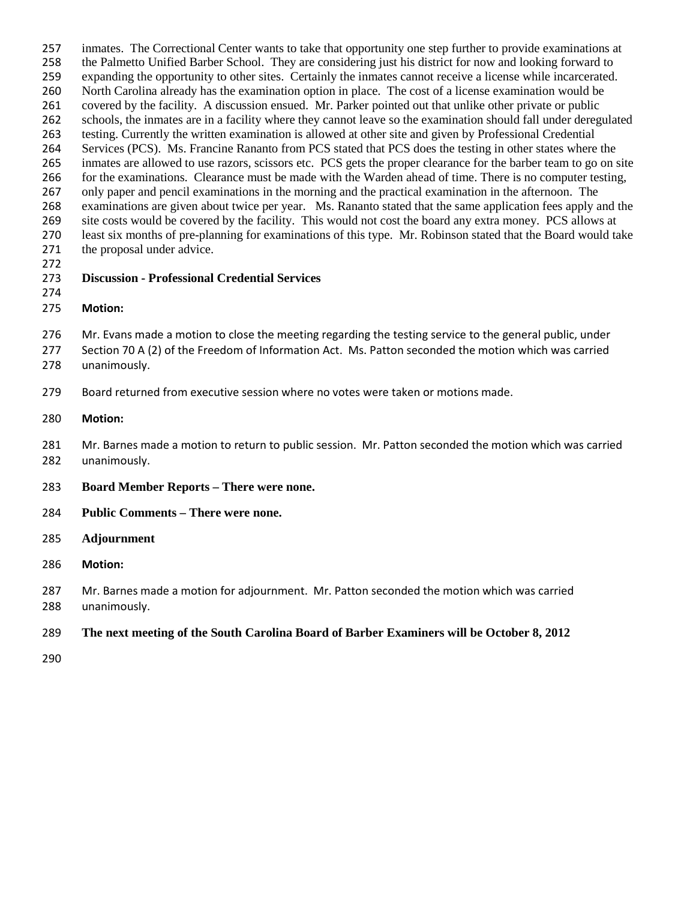inmates. The Correctional Center wants to take that opportunity one step further to provide examinations at the Palmetto Unified Barber School. They are considering just his district for now and looking forward to expanding the opportunity to other sites. Certainly the inmates cannot receive a license while incarcerated. North Carolina already has the examination option in place. The cost of a license examination would be covered by the facility. A discussion ensued. Mr. Parker pointed out that unlike other private or public schools, the inmates are in a facility where they cannot leave so the examination should fall under deregulated testing. Currently the written examination is allowed at other site and given by Professional Credential Services (PCS). Ms. Francine Rananto from PCS stated that PCS does the testing in other states where the inmates are allowed to use razors, scissors etc. PCS gets the proper clearance for the barber team to go on site for the examinations. Clearance must be made with the Warden ahead of time. There is no computer testing, only paper and pencil examinations in the morning and the practical examination in the afternoon. The examinations are given about twice per year. Ms. Rananto stated that the same application fees apply and the site costs would be covered by the facility. This would not cost the board any extra money. PCS allows at least six months of pre-planning for examinations of this type. Mr. Robinson stated that the Board would take the proposal under advice.

**Discussion - Professional Credential Services**

**Motion:**

Mr. Evans made a motion to close the meeting regarding the testing service to the general public, under Section 70 A (2) of the Freedom of Information Act. Ms. Patton seconded the motion which was carried unanimously.

Board returned from executive session where no votes were taken or motions made.

**Motion:**

Mr. Barnes made a motion to return to public session. Mr. Patton seconded the motion which was carried unanimously.

**Board Member Reports – There were none.**

**Public Comments – There were none.**

**Adjournment**

**Motion:**

Mr. Barnes made a motion for adjournment. Mr. Patton seconded the motion which was carried unanimously.

**The next meeting of the South Carolina Board of Barber Examiners will be October 8, 2012**